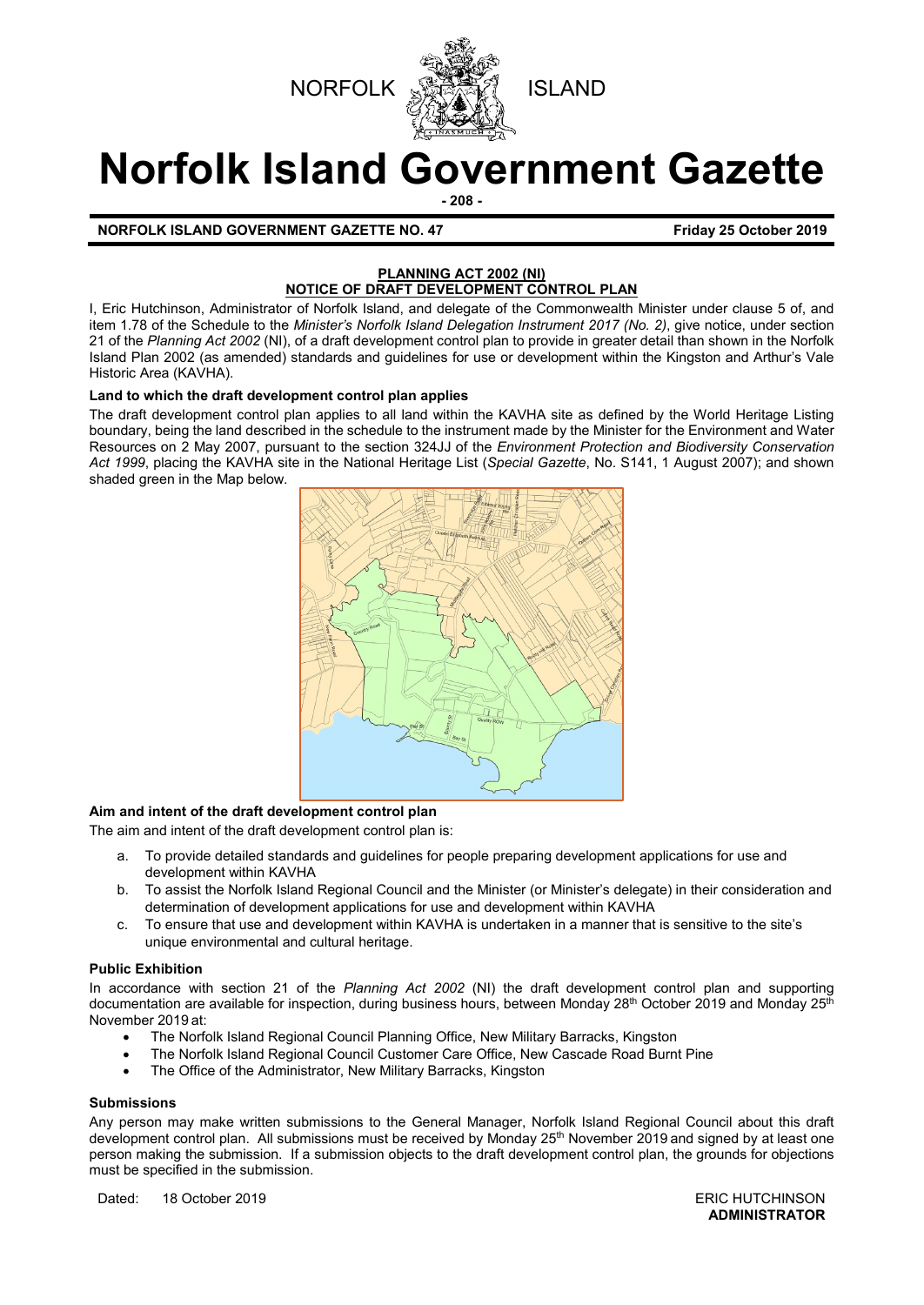NORFOLK ISLAND

# Norfolk Island Government Gazette

**NORFOLK ISLAND GOVERNMENT GAZETTE NO. 47** **Friday 25 October 2019**

## PLANNING ACT 2002 (NI)
## NOTICE OF DRAFT DEVELOPMENT CONTROL PLAN

I, Eric Hutchinson, Administrator of Norfolk Island, and delegate of the Commonwealth Minister under clause 5 of, and item 1.78 of the Schedule to the *Minister's Norfolk Island Delegation Instrument 2017 (No. 2)*, give notice, under section 21 of the *Planning Act 2002* (NI), of a draft development control plan to provide in greater detail than shown in the Norfolk Island Plan 2002 (as amended) standards and guidelines for use or development within the Kingston and Arthur's Vale Historic Area (KAVHA).

**Land to which the draft development control plan applies**

The draft development control plan applies to all land within the KAVHA site as defined by the World Heritage Listing boundary, being the land described in the schedule to the instrument made by the Minister for the Environment and Water Resources on 2 May 2007, pursuant to the section 324JJ of the *Environment Protection and Biodiversity Conservation Act 1999*, placing the KAVHA site in the National Heritage List (*Special Gazette*, No. S141, 1 August 2007); and shown shaded green in the Map below.

**Aim and intent of the draft development control plan**

The aim and intent of the draft development control plan is:

a. To provide detailed standards and guidelines for people preparing development applications for use and development within KAVHA
b. To assist the Norfolk Island Regional Council and the Minister (or Minister's delegate) in their consideration and determination of development applications for use and development within KAVHA
c. To ensure that use and development within KAVHA is undertaken in a manner that is sensitive to the site's unique environmental and cultural heritage.

**Public Exhibition**

In accordance with section 21 of the *Planning Act 2002* (NI) the draft development control plan and supporting documentation are available for inspection, during business hours, between Monday 28th October 2019 and Monday 25th November 2019 at:

- The Norfolk Island Regional Council Planning Office, New Military Barracks, Kingston
- The Norfolk Island Regional Council Customer Care Office, New Cascade Road Burnt Pine
- The Office of the Administrator, New Military Barracks, Kingston

**Submissions**

Any person may make written submissions to the General Manager, Norfolk Island Regional Council about this draft development control plan. All submissions must be received by Monday 25th November 2019 and signed by at least one person making the submission. If a submission objects to the draft development control plan, the grounds for objections must be specified in the submission.

Dated: 18 October 2019

ERIC HUTCHINSON
**ADMINISTRATOR**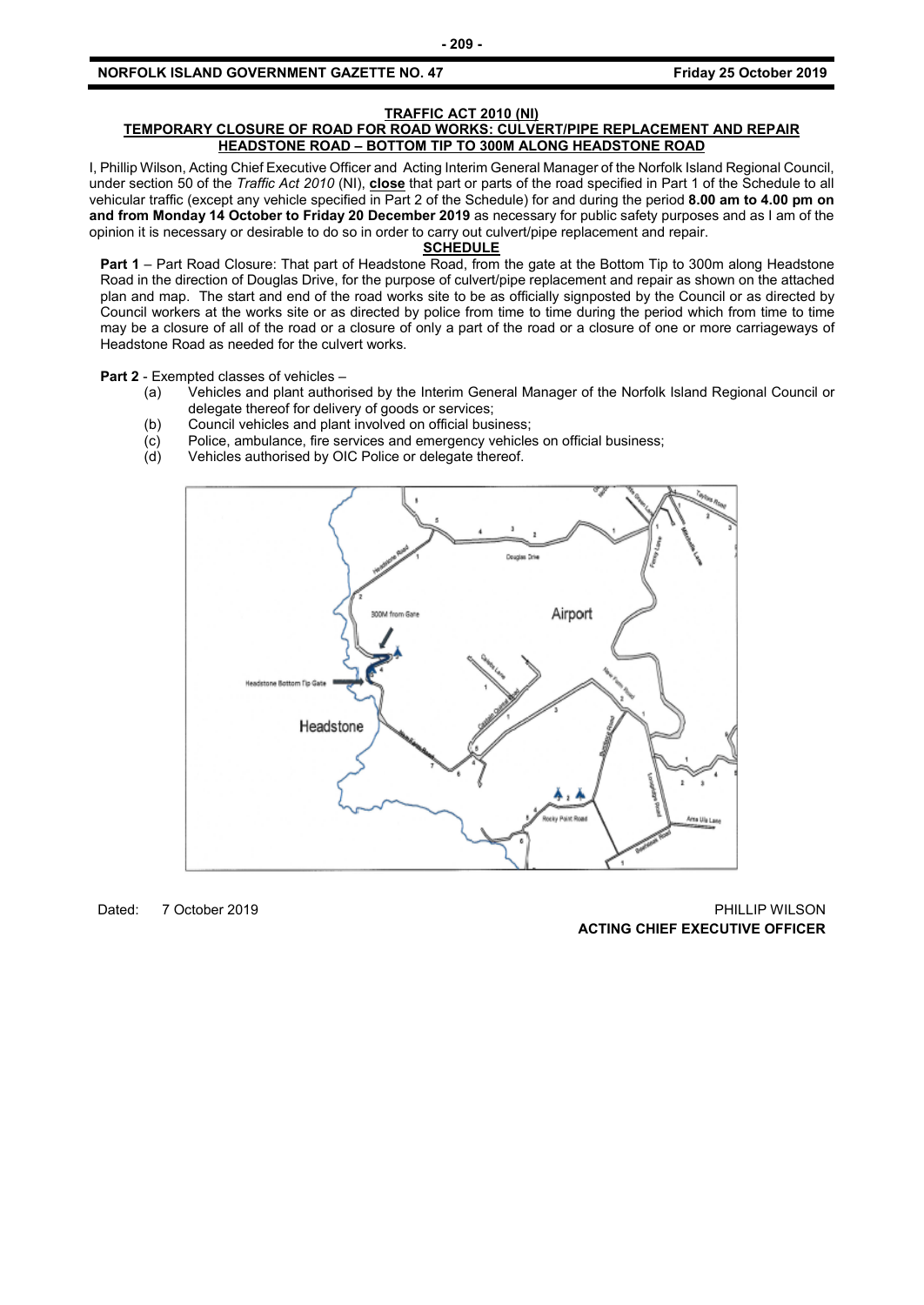**TRAFFIC ACT 2010 (NI)**

**TEMPORARY CLOSURE OF ROAD FOR ROAD WORKS: CULVERT/PIPE REPLACEMENT AND REPAIR HEADSTONE ROAD – BOTTOM TIP TO 300M ALONG HEADSTONE ROAD**

I, Phillip Wilson, Acting Chief Executive Officer and Acting Interim General Manager of the Norfolk Island Regional Council, under section 50 of the *Traffic Act 2010* (NI), **close** that part or parts of the road specified in Part 1 of the Schedule to all vehicular traffic (except any vehicle specified in Part 2 of the Schedule) for and during the period **8.00 am to 4.00 pm on and from Monday 14 October to Friday 20 December 2019** as necessary for public safety purposes and as I am of the opinion it is necessary or desirable to do so in order to carry out culvert/pipe replacement and repair.

**SCHEDULE**

**Part 1** – Part Road Closure: That part of Headstone Road, from the gate at the Bottom Tip to 300m along Headstone Road in the direction of Douglas Drive, for the purpose of culvert/pipe replacement and repair as shown on the attached plan and map. The start and end of the road works site to be as officially signposted by the Council or as directed by Council workers at the works site or as directed by police from time to time during the period which from time to time may be a closure of all of the road or a closure of only a part of the road or a closure of one or more carriageways of Headstone Road as needed for the culvert works.

**Part 2** - Exempted classes of vehicles –

- (a) Vehicles and plant authorised by the Interim General Manager of the Norfolk Island Regional Council or delegate thereof for delivery of goods or services;
- (b) Council vehicles and plant involved on official business;
- (c) Police, ambulance, fire services and emergency vehicles on official business;
- (d) Vehicles authorised by OIC Police or delegate thereof.

Dated: 7 October 2019

PHILLIP WILSON
**ACTING CHIEF EXECUTIVE OFFICER**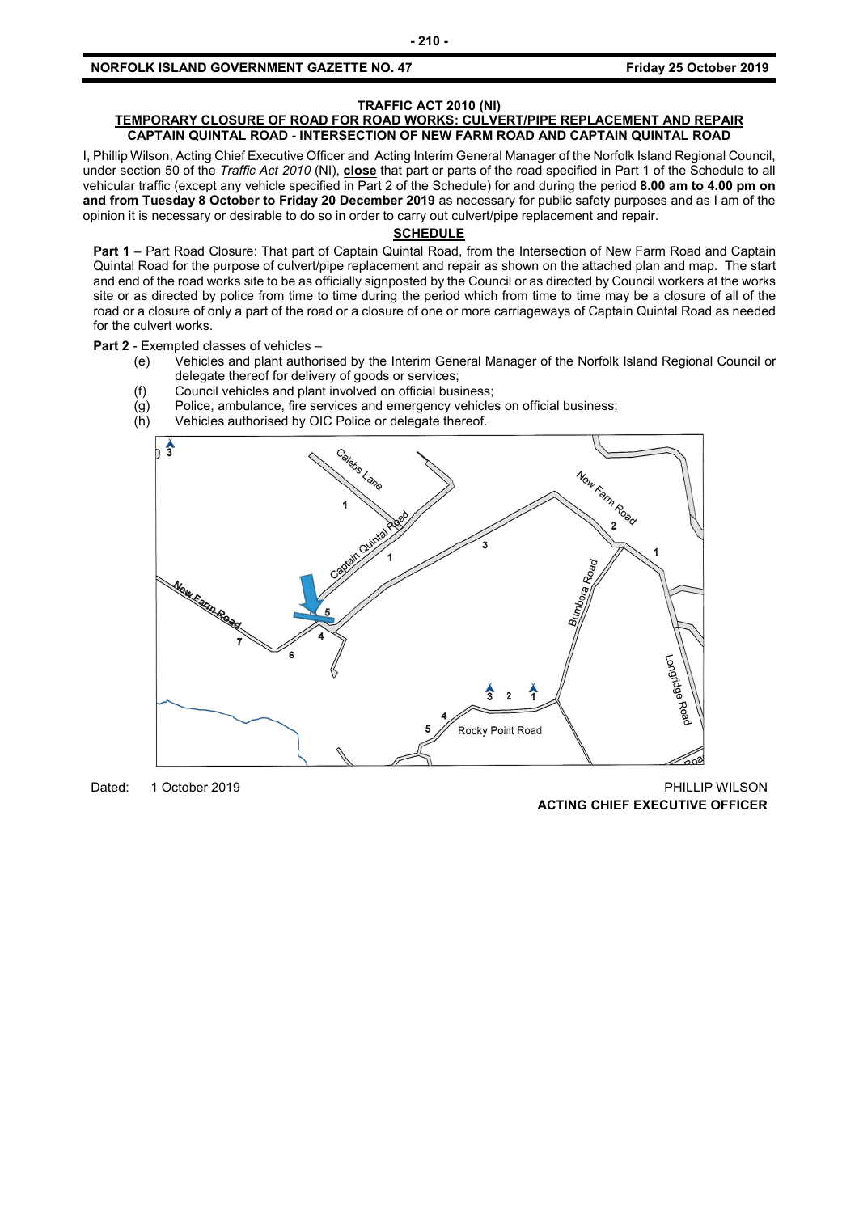## TRAFFIC ACT 2010 (NI)

### TEMPORARY CLOSURE OF ROAD FOR ROAD WORKS: CULVERT/PIPE REPLACEMENT AND REPAIR CAPTAIN QUINTAL ROAD - INTERSECTION OF NEW FARM ROAD AND CAPTAIN QUINTAL ROAD

I, Phillip Wilson, Acting Chief Executive Officer and Acting Interim General Manager of the Norfolk Island Regional Council, under section 50 of the *Traffic Act 2010* (NI), **close** that part or parts of the road specified in Part 1 of the Schedule to all vehicular traffic (except any vehicle specified in Part 2 of the Schedule) for and during the period **8.00 am to 4.00 pm on and from Tuesday 8 October to Friday 20 December 2019** as necessary for public safety purposes and as I am of the opinion it is necessary or desirable to do so in order to carry out culvert/pipe replacement and repair.

**SCHEDULE**

**Part 1** – Part Road Closure: That part of Captain Quintal Road, from the Intersection of New Farm Road and Captain Quintal Road for the purpose of culvert/pipe replacement and repair as shown on the attached plan and map. The start and end of the road works site to be as officially signposted by the Council or as directed by Council workers at the works site or as directed by police from time to time during the period which from time to time may be a closure of all of the road or a closure of only a part of the road or a closure of one or more carriageways of Captain Quintal Road as needed for the culvert works.

**Part 2** - Exempted classes of vehicles –

(e) Vehicles and plant authorised by the Interim General Manager of the Norfolk Island Regional Council or delegate thereof for delivery of goods or services;

(f) Council vehicles and plant involved on official business;

(g) Police, ambulance, fire services and emergency vehicles on official business;

(h) Vehicles authorised by OIC Police or delegate thereof.

Dated: 1 October 2019

PHILLIP WILSON
**ACTING CHIEF EXECUTIVE OFFICER**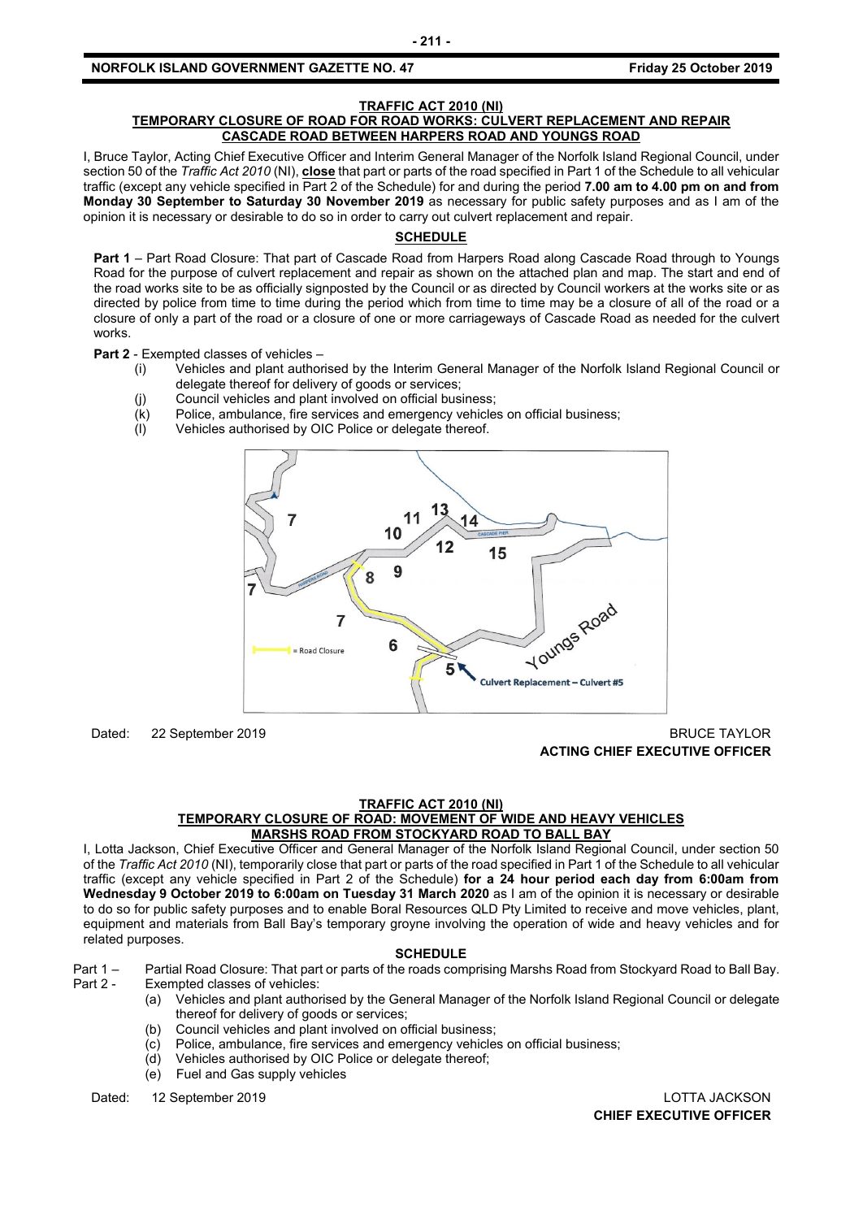### TRAFFIC ACT 2010 (NI)
### TEMPORARY CLOSURE OF ROAD FOR ROAD WORKS: CULVERT REPLACEMENT AND REPAIR CASCADE ROAD BETWEEN HARPERS ROAD AND YOUNGS ROAD

I, Bruce Taylor, Acting Chief Executive Officer and Interim General Manager of the Norfolk Island Regional Council, under section 50 of the *Traffic Act 2010* (NI), **close** that part or parts of the road specified in Part 1 of the Schedule to all vehicular traffic (except any vehicle specified in Part 2 of the Schedule) for and during the period **7.00 am to 4.00 pm on and from Monday 30 September to Saturday 30 November 2019** as necessary for public safety purposes and as I am of the opinion it is necessary or desirable to do so in order to carry out culvert replacement and repair.

**SCHEDULE**

**Part 1** – Part Road Closure: That part of Cascade Road from Harpers Road along Cascade Road through to Youngs Road for the purpose of culvert replacement and repair as shown on the attached plan and map. The start and end of the road works site to be as officially signposted by the Council or as directed by Council workers at the works site or as directed by police from time to time during the period which from time to time may be a closure of all of the road or a closure of only a part of the road or a closure of one or more carriageways of Cascade Road as needed for the culvert works.

**Part 2** - Exempted classes of vehicles –

(i) Vehicles and plant authorised by the Interim General Manager of the Norfolk Island Regional Council or delegate thereof for delivery of goods or services;
(j) Council vehicles and plant involved on official business;
(k) Police, ambulance, fire services and emergency vehicles on official business;
(l) Vehicles authorised by OIC Police or delegate thereof.

Dated: 22 September 2019

BRUCE TAYLOR
**ACTING CHIEF EXECUTIVE OFFICER**

### TRAFFIC ACT 2010 (NI)
### TEMPORARY CLOSURE OF ROAD: MOVEMENT OF WIDE AND HEAVY VEHICLES MARSHS ROAD FROM STOCKYARD ROAD TO BALL BAY

I, Lotta Jackson, Chief Executive Officer and General Manager of the Norfolk Island Regional Council, under section 50 of the *Traffic Act 2010* (NI), temporarily close that part or parts of the road specified in Part 1 of the Schedule to all vehicular traffic (except any vehicle specified in Part 2 of the Schedule) **for a 24 hour period each day from 6:00am from Wednesday 9 October 2019 to 6:00am on Tuesday 31 March 2020** as I am of the opinion it is necessary or desirable to do so for public safety purposes and to enable Boral Resources QLD Pty Limited to receive and move vehicles, plant, equipment and materials from Ball Bay's temporary groyne involving the operation of wide and heavy vehicles and for related purposes.

**SCHEDULE**

Part 1 – Partial Road Closure: That part or parts of the roads comprising Marshs Road from Stockyard Road to Ball Bay.

Part 2 - Exempted classes of vehicles:

(a) Vehicles and plant authorised by the General Manager of the Norfolk Island Regional Council or delegate thereof for delivery of goods or services;
(b) Council vehicles and plant involved on official business;
(c) Police, ambulance, fire services and emergency vehicles on official business;
(d) Vehicles authorised by OIC Police or delegate thereof;
(e) Fuel and Gas supply vehicles

Dated: 12 September 2019

LOTTA JACKSON
**CHIEF EXECUTIVE OFFICER**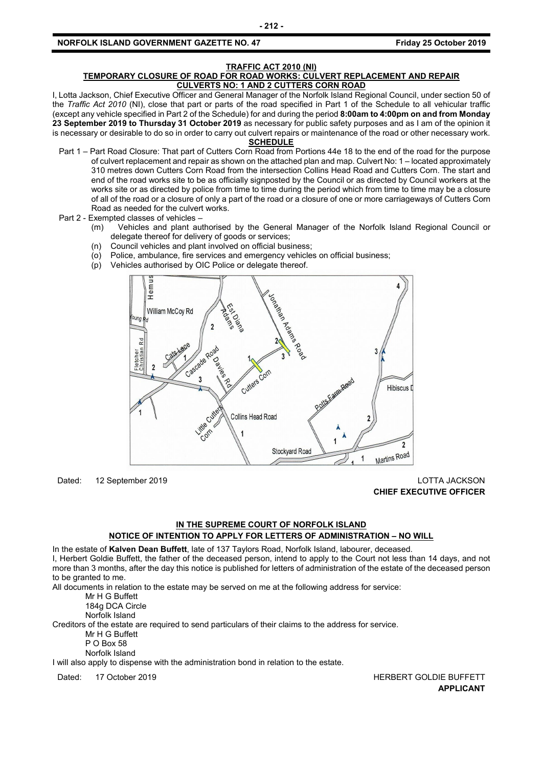**TRAFFIC ACT 2010 (NI)**

**TEMPORARY CLOSURE OF ROAD FOR ROAD WORKS: CULVERT REPLACEMENT AND REPAIR**

**CULVERTS NO: 1 AND 2 CUTTERS CORN ROAD**

I, Lotta Jackson, Chief Executive Officer and General Manager of the Norfolk Island Regional Council, under section 50 of the *Traffic Act 2010* (NI), close that part or parts of the road specified in Part 1 of the Schedule to all vehicular traffic (except any vehicle specified in Part 2 of the Schedule) for and during the period **8:00am to 4:00pm on and from Monday 23 September 2019 to Thursday 31 October 2019** as necessary for public safety purposes and as I am of the opinion it is necessary or desirable to do so in order to carry out culvert repairs or maintenance of the road or other necessary work.

**SCHEDULE**

Part 1 – Part Road Closure: That part of Cutters Corn Road from Portions 44e 18 to the end of the road for the purpose of culvert replacement and repair as shown on the attached plan and map. Culvert No: 1 – located approximately 310 metres down Cutters Corn Road from the intersection Collins Head Road and Cutters Corn. The start and end of the road works site to be as officially signposted by the Council or as directed by Council workers at the works site or as directed by police from time to time during the period which from time to time may be a closure of all of the road or a closure of only a part of the road or a closure of one or more carriageways of Cutters Corn Road as needed for the culvert works.

Part 2 - Exempted classes of vehicles –

(m) Vehicles and plant authorised by the General Manager of the Norfolk Island Regional Council or delegate thereof for delivery of goods or services;

(n) Council vehicles and plant involved on official business;

(o) Police, ambulance, fire services and emergency vehicles on official business;

(p) Vehicles authorised by OIC Police or delegate thereof.

Dated: 12 September 2019

LOTTA JACKSON
**CHIEF EXECUTIVE OFFICER**

**IN THE SUPREME COURT OF NORFOLK ISLAND**

**NOTICE OF INTENTION TO APPLY FOR LETTERS OF ADMINISTRATION – NO WILL**

In the estate of **Kalven Dean Buffett**, late of 137 Taylors Road, Norfolk Island, labourer, deceased.

I, Herbert Goldie Buffett, the father of the deceased person, intend to apply to the Court not less than 14 days, and not more than 3 months, after the day this notice is published for letters of administration of the estate of the deceased person to be granted to me.

All documents in relation to the estate may be served on me at the following address for service:

Mr H G Buffett
184g DCA Circle
Norfolk Island

Creditors of the estate are required to send particulars of their claims to the address for service.

Mr H G Buffett
P O Box 58
Norfolk Island

I will also apply to dispense with the administration bond in relation to the estate.

Dated: 17 October 2019

HERBERT GOLDIE BUFFETT
**APPLICANT**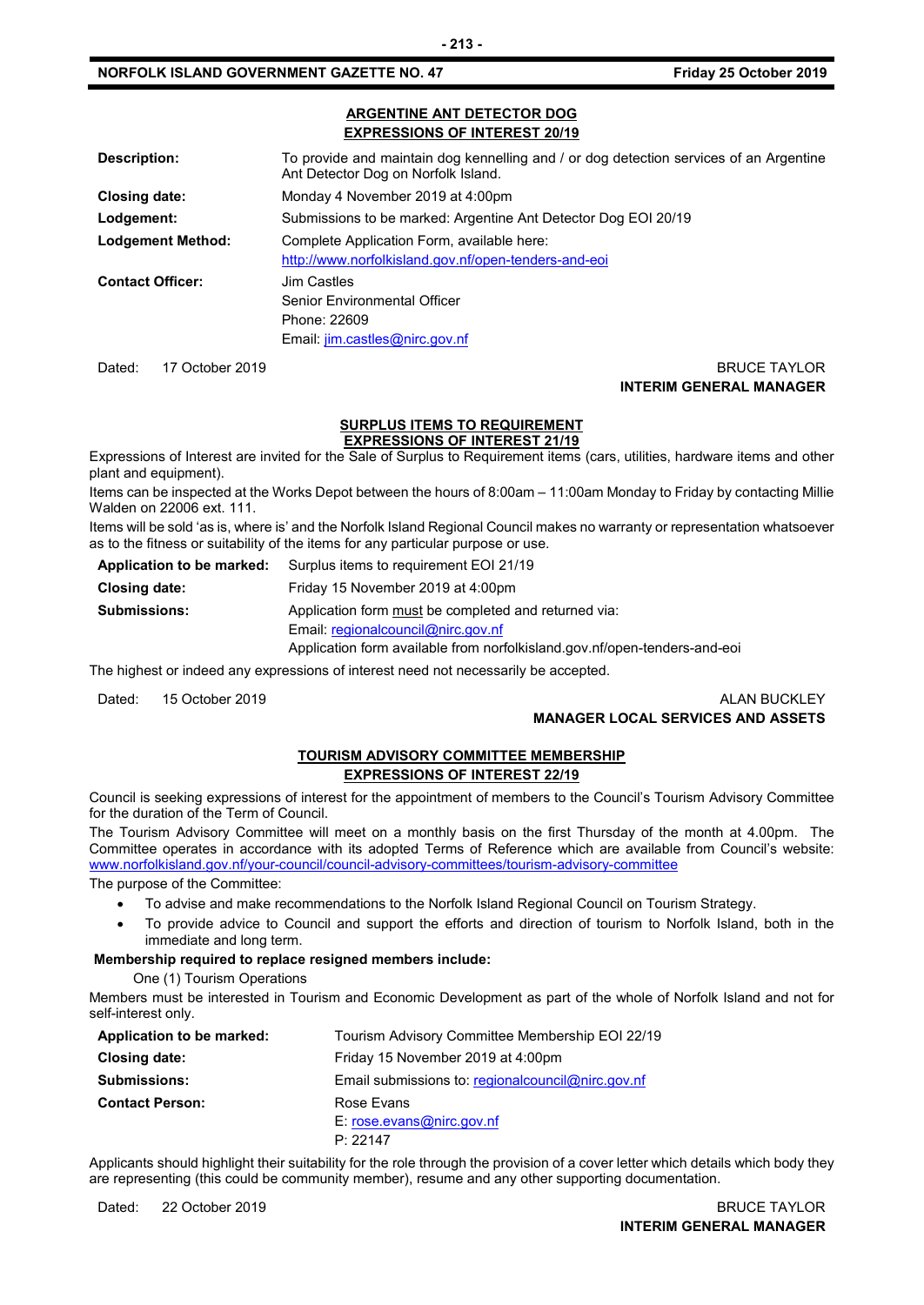## ARGENTINE ANT DETECTOR DOG
## EXPRESSIONS OF INTEREST 20/19

| | |
|---|---|
| **Description:** | To provide and maintain dog kennelling and / or dog detection services of an Argentine Ant Detector Dog on Norfolk Island. |
| **Closing date:** | Monday 4 November 2019 at 4:00pm |
| **Lodgement:** | Submissions to be marked: Argentine Ant Detector Dog EOI 20/19 |
| **Lodgement Method:** | Complete Application Form, available here: http://www.norfolkisland.gov.nf/open-tenders-and-eoi |
| **Contact Officer:** | Jim Castles<br>Senior Environmental Officer<br>Phone: 22609<br>Email: jim.castles@nirc.gov.nf |

Dated: 17 October 2019

BRUCE TAYLOR
**INTERIM GENERAL MANAGER**

## SURPLUS ITEMS TO REQUIREMENT
## EXPRESSIONS OF INTEREST 21/19

Expressions of Interest are invited for the Sale of Surplus to Requirement items (cars, utilities, hardware items and other plant and equipment).

Items can be inspected at the Works Depot between the hours of 8:00am – 11:00am Monday to Friday by contacting Millie Walden on 22006 ext. 111.

Items will be sold 'as is, where is' and the Norfolk Island Regional Council makes no warranty or representation whatsoever as to the fitness or suitability of the items for any particular purpose or use.

| | |
|---|---|
| **Application to be marked:** | Surplus items to requirement EOI 21/19 |
| **Closing date:** | Friday 15 November 2019 at 4:00pm |
| **Submissions:** | Application form must be completed and returned via:<br>Email: regionalcouncil@nirc.gov.nf<br>Application form available from norfolkisland.gov.nf/open-tenders-and-eoi |

The highest or indeed any expressions of interest need not necessarily be accepted.

Dated: 15 October 2019

ALAN BUCKLEY
**MANAGER LOCAL SERVICES AND ASSETS**

## TOURISM ADVISORY COMMITTEE MEMBERSHIP
## EXPRESSIONS OF INTEREST 22/19

Council is seeking expressions of interest for the appointment of members to the Council's Tourism Advisory Committee for the duration of the Term of Council.

The Tourism Advisory Committee will meet on a monthly basis on the first Thursday of the month at 4.00pm. The Committee operates in accordance with its adopted Terms of Reference which are available from Council's website: www.norfolkisland.gov.nf/your-council/council-advisory-committees/tourism-advisory-committee

The purpose of the Committee:

- To advise and make recommendations to the Norfolk Island Regional Council on Tourism Strategy.
- To provide advice to Council and support the efforts and direction of tourism to Norfolk Island, both in the immediate and long term.

**Membership required to replace resigned members include:**

One (1) Tourism Operations

Members must be interested in Tourism and Economic Development as part of the whole of Norfolk Island and not for self-interest only.

| | |
|---|---|
| **Application to be marked:** | Tourism Advisory Committee Membership EOI 22/19 |
| **Closing date:** | Friday 15 November 2019 at 4:00pm |
| **Submissions:** | Email submissions to: regionalcouncil@nirc.gov.nf |
| **Contact Person:** | Rose Evans<br>E: rose.evans@nirc.gov.nf<br>P: 22147 |

Applicants should highlight their suitability for the role through the provision of a cover letter which details which body they are representing (this could be community member), resume and any other supporting documentation.

Dated: 22 October 2019

BRUCE TAYLOR
**INTERIM GENERAL MANAGER**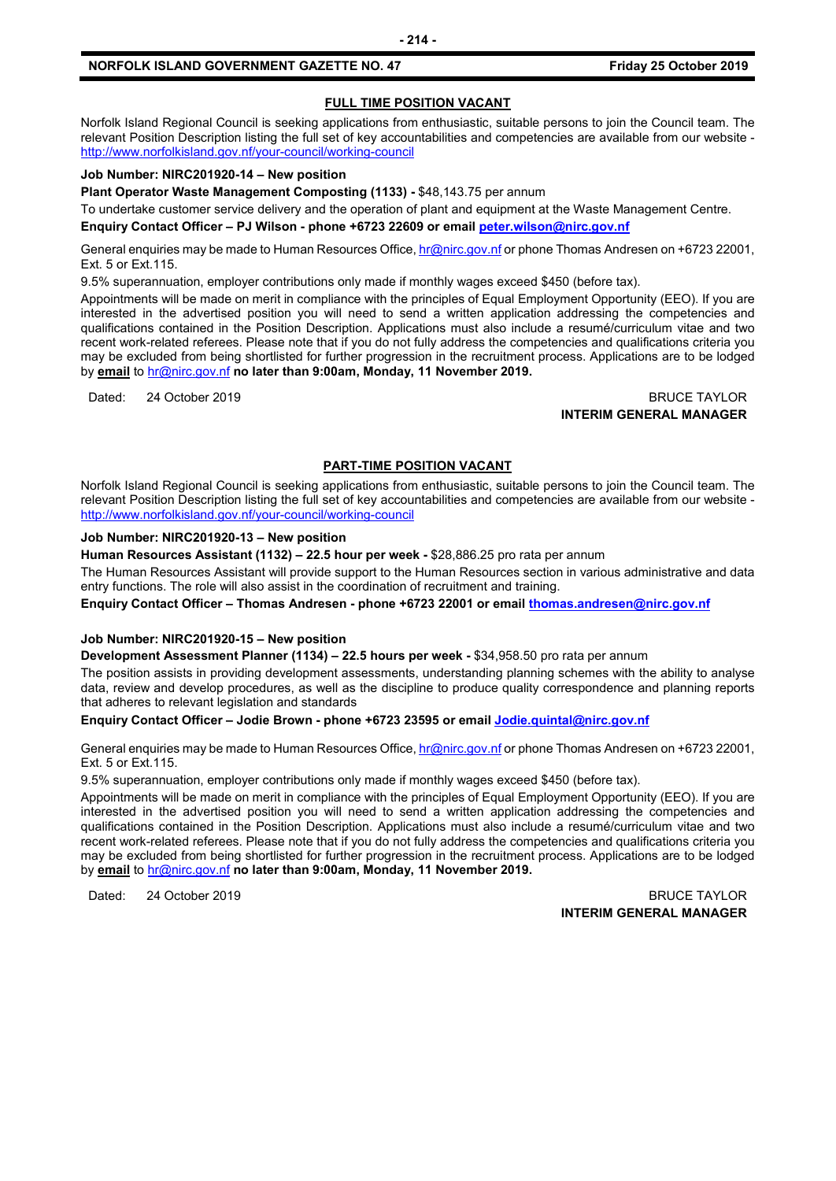## FULL TIME POSITION VACANT

Norfolk Island Regional Council is seeking applications from enthusiastic, suitable persons to join the Council team. The relevant Position Description listing the full set of key accountabilities and competencies are available from our website - http://www.norfolkisland.gov.nf/your-council/working-council

**Job Number: NIRC201920-14 – New position**

**Plant Operator Waste Management Composting (1133) -** $48,143.75 per annum

To undertake customer service delivery and the operation of plant and equipment at the Waste Management Centre.

**Enquiry Contact Officer – PJ Wilson - phone +6723 22609 or email peter.wilson@nirc.gov.nf**

General enquiries may be made to Human Resources Office, hr@nirc.gov.nf or phone Thomas Andresen on +6723 22001, Ext. 5 or Ext.115.

9.5% superannuation, employer contributions only made if monthly wages exceed $450 (before tax).

Appointments will be made on merit in compliance with the principles of Equal Employment Opportunity (EEO). If you are interested in the advertised position you will need to send a written application addressing the competencies and qualifications contained in the Position Description. Applications must also include a resumé/curriculum vitae and two recent work-related referees. Please note that if you do not fully address the competencies and qualifications criteria you may be excluded from being shortlisted for further progression in the recruitment process. Applications are to be lodged by **email** to hr@nirc.gov.nf **no later than 9:00am, Monday, 11 November 2019.**

Dated: 24 October 2019

BRUCE TAYLOR
**INTERIM GENERAL MANAGER**

## PART-TIME POSITION VACANT

Norfolk Island Regional Council is seeking applications from enthusiastic, suitable persons to join the Council team. The relevant Position Description listing the full set of key accountabilities and competencies are available from our website - http://www.norfolkisland.gov.nf/your-council/working-council

**Job Number: NIRC201920-13 – New position**

**Human Resources Assistant (1132) – 22.5 hour per week -** $28,886.25 pro rata per annum

The Human Resources Assistant will provide support to the Human Resources section in various administrative and data entry functions. The role will also assist in the coordination of recruitment and training.

**Enquiry Contact Officer – Thomas Andresen - phone +6723 22001 or email thomas.andresen@nirc.gov.nf**

**Job Number: NIRC201920-15 – New position**

**Development Assessment Planner (1134) – 22.5 hours per week -** $34,958.50 pro rata per annum

The position assists in providing development assessments, understanding planning schemes with the ability to analyse data, review and develop procedures, as well as the discipline to produce quality correspondence and planning reports that adheres to relevant legislation and standards

**Enquiry Contact Officer – Jodie Brown - phone +6723 23595 or email Jodie.quintal@nirc.gov.nf**

General enquiries may be made to Human Resources Office, hr@nirc.gov.nf or phone Thomas Andresen on +6723 22001, Ext. 5 or Ext.115.

9.5% superannuation, employer contributions only made if monthly wages exceed $450 (before tax).

Appointments will be made on merit in compliance with the principles of Equal Employment Opportunity (EEO). If you are interested in the advertised position you will need to send a written application addressing the competencies and qualifications contained in the Position Description. Applications must also include a resumé/curriculum vitae and two recent work-related referees. Please note that if you do not fully address the competencies and qualifications criteria you may be excluded from being shortlisted for further progression in the recruitment process. Applications are to be lodged by **email** to hr@nirc.gov.nf **no later than 9:00am, Monday, 11 November 2019.**

Dated: 24 October 2019

BRUCE TAYLOR
**INTERIM GENERAL MANAGER**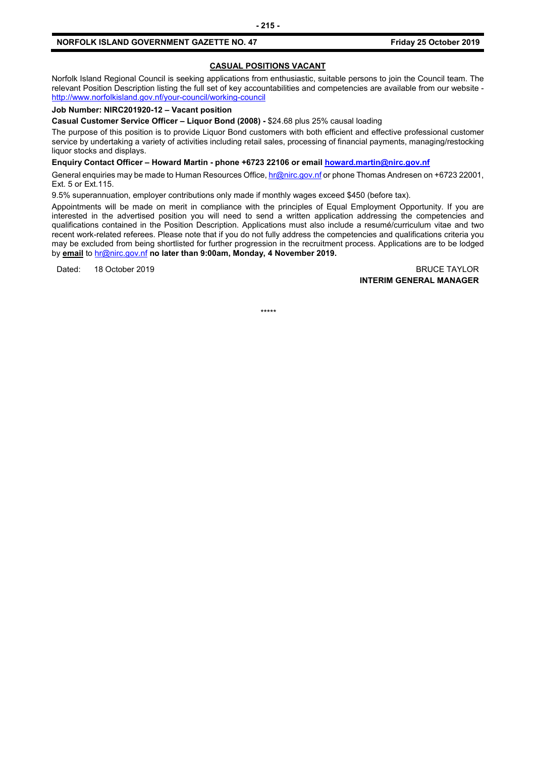## CASUAL POSITIONS VACANT

Norfolk Island Regional Council is seeking applications from enthusiastic, suitable persons to join the Council team. The relevant Position Description listing the full set of key accountabilities and competencies are available from our website - http://www.norfolkisland.gov.nf/your-council/working-council

**Job Number: NIRC201920-12 – Vacant position**

**Casual Customer Service Officer – Liquor Bond (2008) -** $24.68 plus 25% causal loading

The purpose of this position is to provide Liquor Bond customers with both efficient and effective professional customer service by undertaking a variety of activities including retail sales, processing of financial payments, managing/restocking liquor stocks and displays.

**Enquiry Contact Officer – Howard Martin - phone +6723 22106 or email howard.martin@nirc.gov.nf**

General enquiries may be made to Human Resources Office, hr@nirc.gov.nf or phone Thomas Andresen on +6723 22001, Ext. 5 or Ext.115.

9.5% superannuation, employer contributions only made if monthly wages exceed $450 (before tax).

Appointments will be made on merit in compliance with the principles of Equal Employment Opportunity. If you are interested in the advertised position you will need to send a written application addressing the competencies and qualifications contained in the Position Description. Applications must also include a resumé/curriculum vitae and two recent work-related referees. Please note that if you do not fully address the competencies and qualifications criteria you may be excluded from being shortlisted for further progression in the recruitment process. Applications are to be lodged by **email** to hr@nirc.gov.nf **no later than 9:00am, Monday, 4 November 2019.**

Dated: 18 October 2019

BRUCE TAYLOR
**INTERIM GENERAL MANAGER**

*****